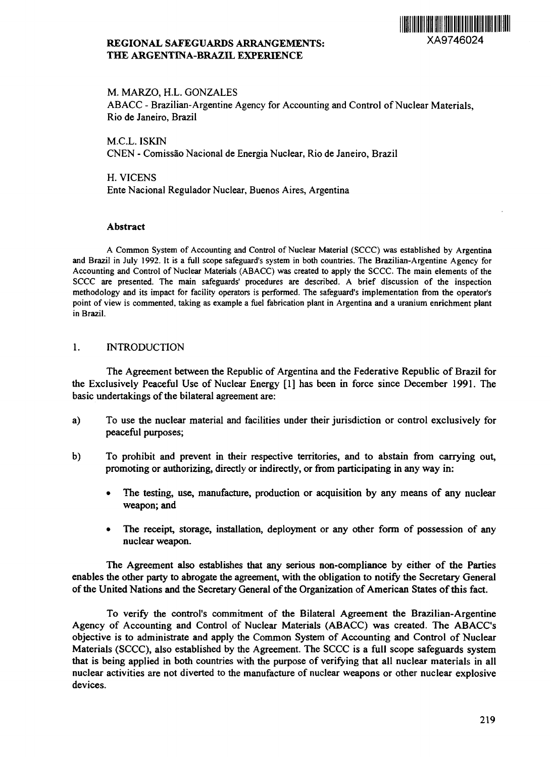XA9746024

# REGIONAL SAFEGUARDS ARRANGEMENTS: THE ARGENTINA-BRAZIL EXPERIENCE

M. MARZO, H.L. GONZALES
ABACC - Brazilian-Argentine Agency for Accounting and Control of Nuclear Materials, Rio de Janeiro, Brazil

M.C.L. ISKIN
CNEN - Comissão Nacional de Energia Nuclear, Rio de Janeiro, Brazil

H. VICENS
Ente Nacional Regulador Nuclear, Buenos Aires, Argentina

### Abstract

A Common System of Accounting and Control of Nuclear Material (SCCC) was established by Argentina and Brazil in July 1992. It is a full scope safeguard's system in both countries. The Brazilian-Argentine Agency for Accounting and Control of Nuclear Materials (ABACC) was created to apply the SCCC. The main elements of the SCCC are presented. The main safeguards' procedures are described. A brief discussion of the inspection methodology and its impact for facility operators is performed. The safeguard's implementation from the operator's point of view is commented, taking as example a fuel fabrication plant in Argentina and a uranium enrichment plant in Brazil.

## 1. INTRODUCTION

The Agreement between the Republic of Argentina and the Federative Republic of Brazil for the Exclusively Peaceful Use of Nuclear Energy [1] has been in force since December 1991. The basic undertakings of the bilateral agreement are:

a) To use the nuclear material and facilities under their jurisdiction or control exclusively for peaceful purposes;

b) To prohibit and prevent in their respective territories, and to abstain from carrying out, promoting or authorizing, directly or indirectly, or from participating in any way in:

- The testing, use, manufacture, production or acquisition by any means of any nuclear weapon; and
- The receipt, storage, installation, deployment or any other form of possession of any nuclear weapon.

The Agreement also establishes that any serious non-compliance by either of the Parties enables the other party to abrogate the agreement, with the obligation to notify the Secretary General of the United Nations and the Secretary General of the Organization of American States of this fact.

To verify the control's commitment of the Bilateral Agreement the Brazilian-Argentine Agency of Accounting and Control of Nuclear Materials (ABACC) was created. The ABACC's objective is to administrate and apply the Common System of Accounting and Control of Nuclear Materials (SCCC), also established by the Agreement. The SCCC is a full scope safeguards system that is being applied in both countries with the purpose of verifying that all nuclear materials in all nuclear activities are not diverted to the manufacture of nuclear weapons or other nuclear explosive devices.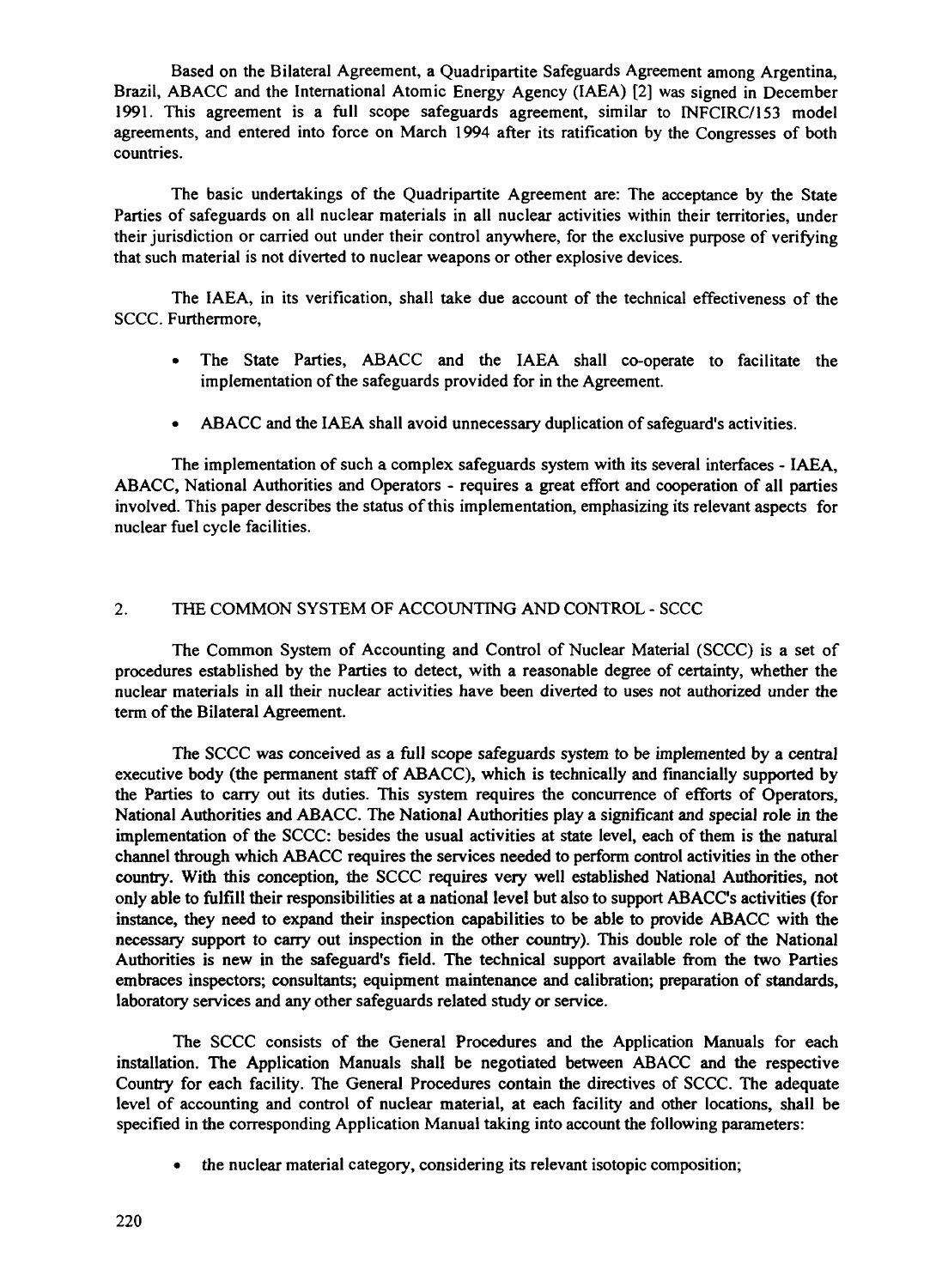Based on the Bilateral Agreement, a Quadripartite Safeguards Agreement among Argentina, Brazil, ABACC and the International Atomic Energy Agency (IAEA) [2] was signed in December 1991. This agreement is a full scope safeguards agreement, similar to INFCIRC/153 model agreements, and entered into force on March 1994 after its ratification by the Congresses of both countries.

The basic undertakings of the Quadripartite Agreement are: The acceptance by the State Parties of safeguards on all nuclear materials in all nuclear activities within their territories, under their jurisdiction or carried out under their control anywhere, for the exclusive purpose of verifying that such material is not diverted to nuclear weapons or other explosive devices.

The IAEA, in its verification, shall take due account of the technical effectiveness of the SCCC. Furthermore,

- The State Parties, ABACC and the IAEA shall co-operate to facilitate the implementation of the safeguards provided for in the Agreement.
- ABACC and the IAEA shall avoid unnecessary duplication of safeguard's activities.

The implementation of such a complex safeguards system with its several interfaces - IAEA, ABACC, National Authorities and Operators - requires a great effort and cooperation of all parties involved. This paper describes the status of this implementation, emphasizing its relevant aspects for nuclear fuel cycle facilities.

## 2. THE COMMON SYSTEM OF ACCOUNTING AND CONTROL - SCCC

The Common System of Accounting and Control of Nuclear Material (SCCC) is a set of procedures established by the Parties to detect, with a reasonable degree of certainty, whether the nuclear materials in all their nuclear activities have been diverted to uses not authorized under the term of the Bilateral Agreement.

The SCCC was conceived as a full scope safeguards system to be implemented by a central executive body (the permanent staff of ABACC), which is technically and financially supported by the Parties to carry out its duties. This system requires the concurrence of efforts of Operators, National Authorities and ABACC. The National Authorities play a significant and special role in the implementation of the SCCC: besides the usual activities at state level, each of them is the natural channel through which ABACC requires the services needed to perform control activities in the other country. With this conception, the SCCC requires very well established National Authorities, not only able to fulfill their responsibilities at a national level but also to support ABACC's activities (for instance, they need to expand their inspection capabilities to be able to provide ABACC with the necessary support to carry out inspection in the other country). This double role of the National Authorities is new in the safeguard's field. The technical support available from the two Parties embraces inspectors; consultants; equipment maintenance and calibration; preparation of standards, laboratory services and any other safeguards related study or service.

The SCCC consists of the General Procedures and the Application Manuals for each installation. The Application Manuals shall be negotiated between ABACC and the respective Country for each facility. The General Procedures contain the directives of SCCC. The adequate level of accounting and control of nuclear material, at each facility and other locations, shall be specified in the corresponding Application Manual taking into account the following parameters:

- the nuclear material category, considering its relevant isotopic composition;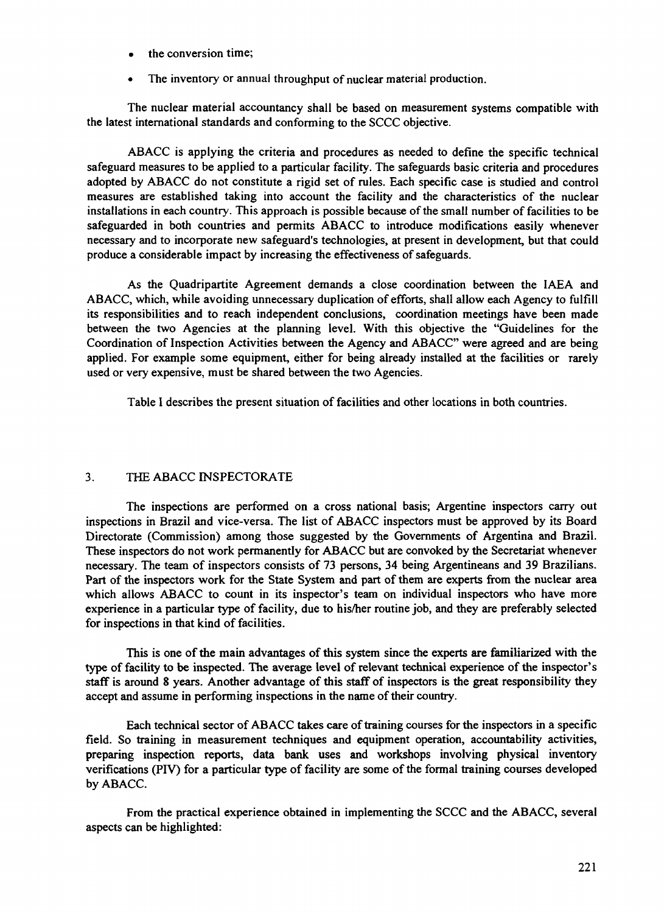- the conversion time;
- The inventory or annual throughput of nuclear material production.

The nuclear material accountancy shall be based on measurement systems compatible with the latest international standards and conforming to the SCCC objective.

ABACC is applying the criteria and procedures as needed to define the specific technical safeguard measures to be applied to a particular facility. The safeguards basic criteria and procedures adopted by ABACC do not constitute a rigid set of rules. Each specific case is studied and control measures are established taking into account the facility and the characteristics of the nuclear installations in each country. This approach is possible because of the small number of facilities to be safeguarded in both countries and permits ABACC to introduce modifications easily whenever necessary and to incorporate new safeguard's technologies, at present in development, but that could produce a considerable impact by increasing the effectiveness of safeguards.

As the Quadripartite Agreement demands a close coordination between the IAEA and ABACC, which, while avoiding unnecessary duplication of efforts, shall allow each Agency to fulfill its responsibilities and to reach independent conclusions, coordination meetings have been made between the two Agencies at the planning level. With this objective the "Guidelines for the Coordination of Inspection Activities between the Agency and ABACC" were agreed and are being applied. For example some equipment, either for being already installed at the facilities or rarely used or very expensive, must be shared between the two Agencies.

Table I describes the present situation of facilities and other locations in both countries.

## 3. THE ABACC INSPECTORATE

The inspections are performed on a cross national basis; Argentine inspectors carry out inspections in Brazil and vice-versa. The list of ABACC inspectors must be approved by its Board Directorate (Commission) among those suggested by the Governments of Argentina and Brazil. These inspectors do not work permanently for ABACC but are convoked by the Secretariat whenever necessary. The team of inspectors consists of 73 persons, 34 being Argentineans and 39 Brazilians. Part of the inspectors work for the State System and part of them are experts from the nuclear area which allows ABACC to count in its inspector's team on individual inspectors who have more experience in a particular type of facility, due to his/her routine job, and they are preferably selected for inspections in that kind of facilities.

This is one of the main advantages of this system since the experts are familiarized with the type of facility to be inspected. The average level of relevant technical experience of the inspector's staff is around 8 years. Another advantage of this staff of inspectors is the great responsibility they accept and assume in performing inspections in the name of their country.

Each technical sector of ABACC takes care of training courses for the inspectors in a specific field. So training in measurement techniques and equipment operation, accountability activities, preparing inspection reports, data bank uses and workshops involving physical inventory verifications (PIV) for a particular type of facility are some of the formal training courses developed by ABACC.

From the practical experience obtained in implementing the SCCC and the ABACC, several aspects can be highlighted: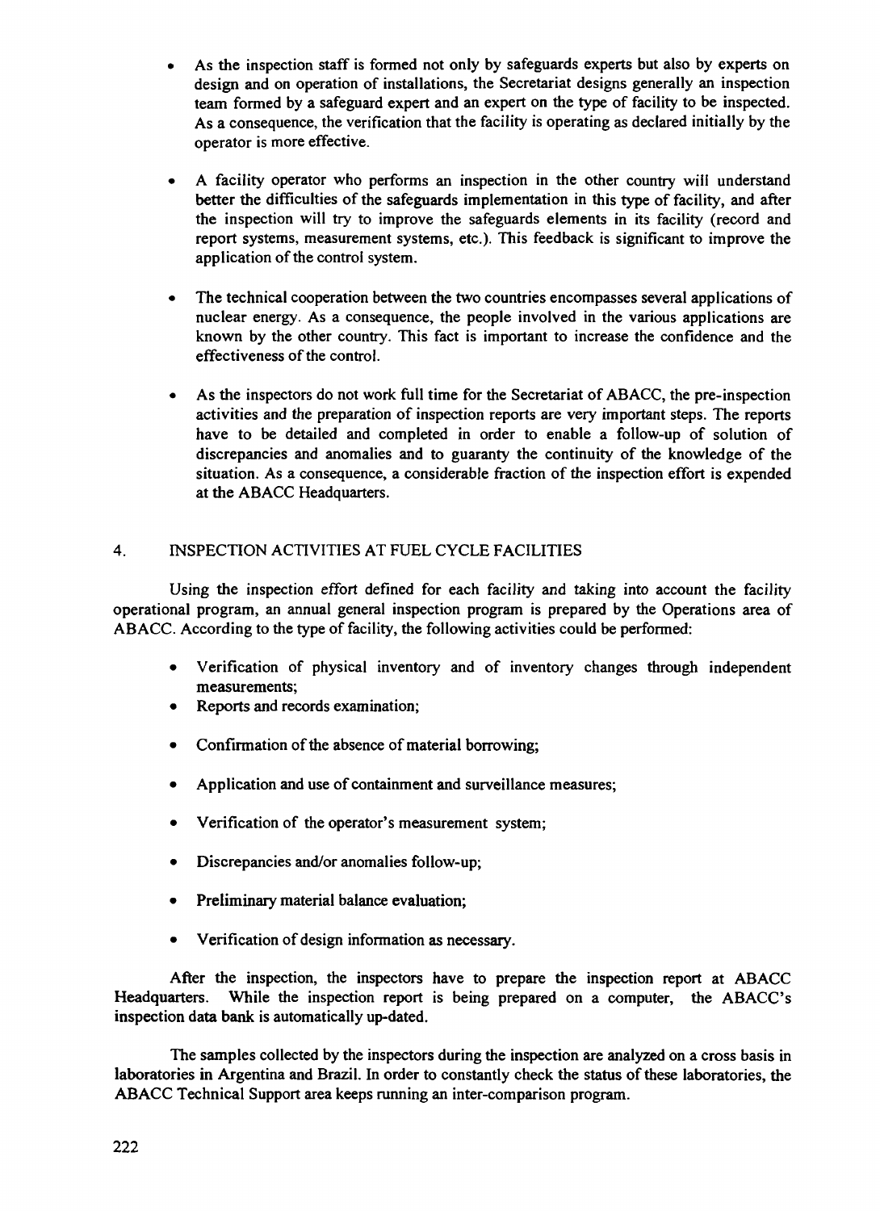- As the inspection staff is formed not only by safeguards experts but also by experts on design and on operation of installations, the Secretariat designs generally an inspection team formed by a safeguard expert and an expert on the type of facility to be inspected. As a consequence, the verification that the facility is operating as declared initially by the operator is more effective.

- A facility operator who performs an inspection in the other country will understand better the difficulties of the safeguards implementation in this type of facility, and after the inspection will try to improve the safeguards elements in its facility (record and report systems, measurement systems, etc.). This feedback is significant to improve the application of the control system.

- The technical cooperation between the two countries encompasses several applications of nuclear energy. As a consequence, the people involved in the various applications are known by the other country. This fact is important to increase the confidence and the effectiveness of the control.

- As the inspectors do not work full time for the Secretariat of ABACC, the pre-inspection activities and the preparation of inspection reports are very important steps. The reports have to be detailed and completed in order to enable a follow-up of solution of discrepancies and anomalies and to guaranty the continuity of the knowledge of the situation. As a consequence, a considerable fraction of the inspection effort is expended at the ABACC Headquarters.

## 4. INSPECTION ACTIVITIES AT FUEL CYCLE FACILITIES

Using the inspection effort defined for each facility and taking into account the facility operational program, an annual general inspection program is prepared by the Operations area of ABACC. According to the type of facility, the following activities could be performed:

- Verification of physical inventory and of inventory changes through independent measurements;
- Reports and records examination;
- Confirmation of the absence of material borrowing;
- Application and use of containment and surveillance measures;
- Verification of the operator's measurement system;
- Discrepancies and/or anomalies follow-up;
- Preliminary material balance evaluation;
- Verification of design information as necessary.

After the inspection, the inspectors have to prepare the inspection report at ABACC Headquarters. While the inspection report is being prepared on a computer, the ABACC's inspection data bank is automatically up-dated.

The samples collected by the inspectors during the inspection are analyzed on a cross basis in laboratories in Argentina and Brazil. In order to constantly check the status of these laboratories, the ABACC Technical Support area keeps running an inter-comparison program.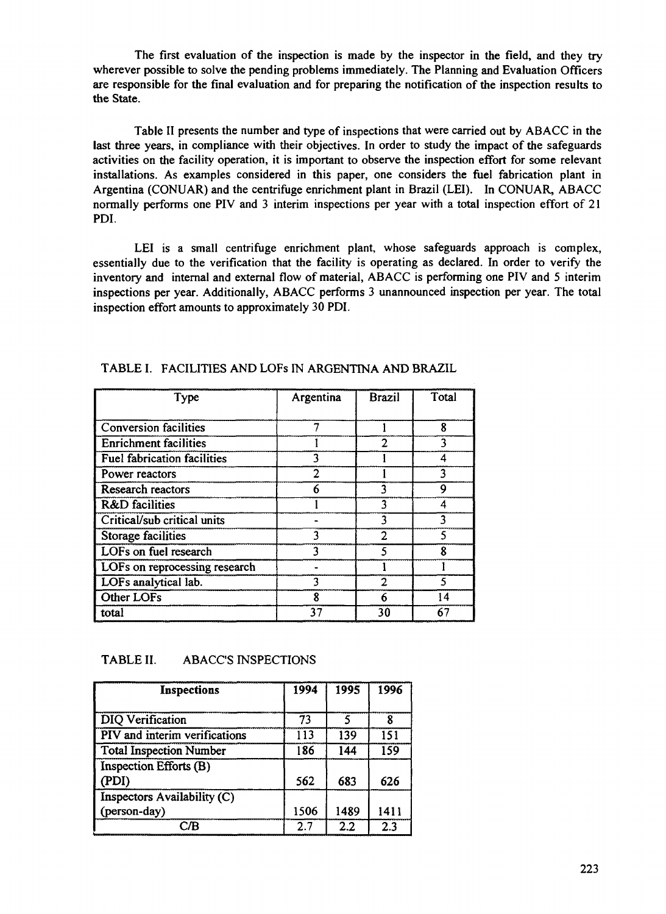The first evaluation of the inspection is made by the inspector in the field, and they try wherever possible to solve the pending problems immediately. The Planning and Evaluation Officers are responsible for the final evaluation and for preparing the notification of the inspection results to the State.

Table II presents the number and type of inspections that were carried out by ABACC in the last three years, in compliance with their objectives. In order to study the impact of the safeguards activities on the facility operation, it is important to observe the inspection effort for some relevant installations. As examples considered in this paper, one considers the fuel fabrication plant in Argentina (CONUAR) and the centrifuge enrichment plant in Brazil (LEI). In CONUAR, ABACC normally performs one PIV and 3 interim inspections per year with a total inspection effort of 21 PDI.

LEI is a small centrifuge enrichment plant, whose safeguards approach is complex, essentially due to the verification that the facility is operating as declared. In order to verify the inventory and internal and external flow of material, ABACC is performing one PIV and 5 interim inspections per year. Additionally, ABACC performs 3 unannounced inspection per year. The total inspection effort amounts to approximately 30 PDI.

TABLE I. FACILITIES AND LOFs IN ARGENTINA AND BRAZIL

| Type | Argentina | Brazil | Total |
|---|---|---|---|
| Conversion facilities | 7 | 1 | 8 |
| Enrichment facilities | 1 | 2 | 3 |
| Fuel fabrication facilities | 3 | 1 | 4 |
| Power reactors | 2 | 1 | 3 |
| Research reactors | 6 | 3 | 9 |
| R&D facilities | 1 | 3 | 4 |
| Critical/sub critical units | - | 3 | 3 |
| Storage facilities | 3 | 2 | 5 |
| LOFs on fuel research | 3 | 5 | 8 |
| LOFs on reprocessing research | - | 1 | 1 |
| LOFs analytical lab. | 3 | 2 | 5 |
| Other LOFs | 8 | 6 | 14 |
| total | 37 | 30 | 67 |

TABLE II. ABACC'S INSPECTIONS

| **Inspections** | **1994** | **1995** | **1996** |
|---|---|---|---|
| DIQ Verification | 73 | 5 | 8 |
| PIV and interim verifications | 113 | 139 | 151 |
| Total Inspection Number | 186 | 144 | 159 |
| Inspection Efforts (B) (PDI) | 562 | 683 | 626 |
| Inspectors Availability (C) (person-day) | 1506 | 1489 | 1411 |
| C/B | 2.7 | 2.2 | 2.3 |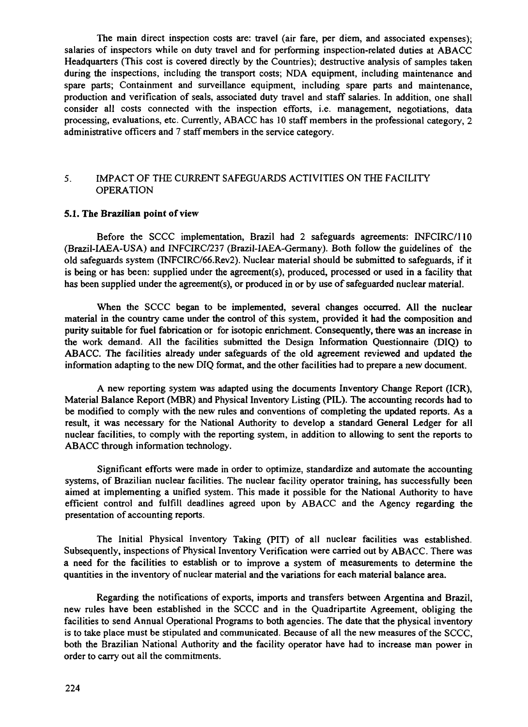The main direct inspection costs are: travel (air fare, per diem, and associated expenses); salaries of inspectors while on duty travel and for performing inspection-related duties at ABACC Headquarters (This cost is covered directly by the Countries); destructive analysis of samples taken during the inspections, including the transport costs; NDA equipment, including maintenance and spare parts; Containment and surveillance equipment, including spare parts and maintenance, production and verification of seals, associated duty travel and staff salaries. In addition, one shall consider all costs connected with the inspection efforts, i.e. management, negotiations, data processing, evaluations, etc. Currently, ABACC has 10 staff members in the professional category, 2 administrative officers and 7 staff members in the service category.

## 5. IMPACT OF THE CURRENT SAFEGUARDS ACTIVITIES ON THE FACILITY OPERATION

### 5.1. The Brazilian point of view

Before the SCCC implementation, Brazil had 2 safeguards agreements: INFCIRC/110 (Brazil-IAEA-USA) and INFCIRC/237 (Brazil-IAEA-Germany). Both follow the guidelines of the old safeguards system (INFCIRC/66.Rev2). Nuclear material should be submitted to safeguards, if it is being or has been: supplied under the agreement(s), produced, processed or used in a facility that has been supplied under the agreement(s), or produced in or by use of safeguarded nuclear material.

When the SCCC began to be implemented, several changes occurred. All the nuclear material in the country came under the control of this system, provided it had the composition and purity suitable for fuel fabrication or for isotopic enrichment. Consequently, there was an increase in the work demand. All the facilities submitted the Design Information Questionnaire (DIQ) to ABACC. The facilities already under safeguards of the old agreement reviewed and updated the information adapting to the new DIQ format, and the other facilities had to prepare a new document.

A new reporting system was adapted using the documents Inventory Change Report (ICR), Material Balance Report (MBR) and Physical Inventory Listing (PIL). The accounting records had to be modified to comply with the new rules and conventions of completing the updated reports. As a result, it was necessary for the National Authority to develop a standard General Ledger for all nuclear facilities, to comply with the reporting system, in addition to allowing to sent the reports to ABACC through information technology.

Significant efforts were made in order to optimize, standardize and automate the accounting systems, of Brazilian nuclear facilities. The nuclear facility operator training, has successfully been aimed at implementing a unified system. This made it possible for the National Authority to have efficient control and fulfill deadlines agreed upon by ABACC and the Agency regarding the presentation of accounting reports.

The Initial Physical Inventory Taking (PIT) of all nuclear facilities was established. Subsequently, inspections of Physical Inventory Verification were carried out by ABACC. There was a need for the facilities to establish or to improve a system of measurements to determine the quantities in the inventory of nuclear material and the variations for each material balance area.

Regarding the notifications of exports, imports and transfers between Argentina and Brazil, new rules have been established in the SCCC and in the Quadripartite Agreement, obliging the facilities to send Annual Operational Programs to both agencies. The date that the physical inventory is to take place must be stipulated and communicated. Because of all the new measures of the SCCC, both the Brazilian National Authority and the facility operator have had to increase man power in order to carry out all the commitments.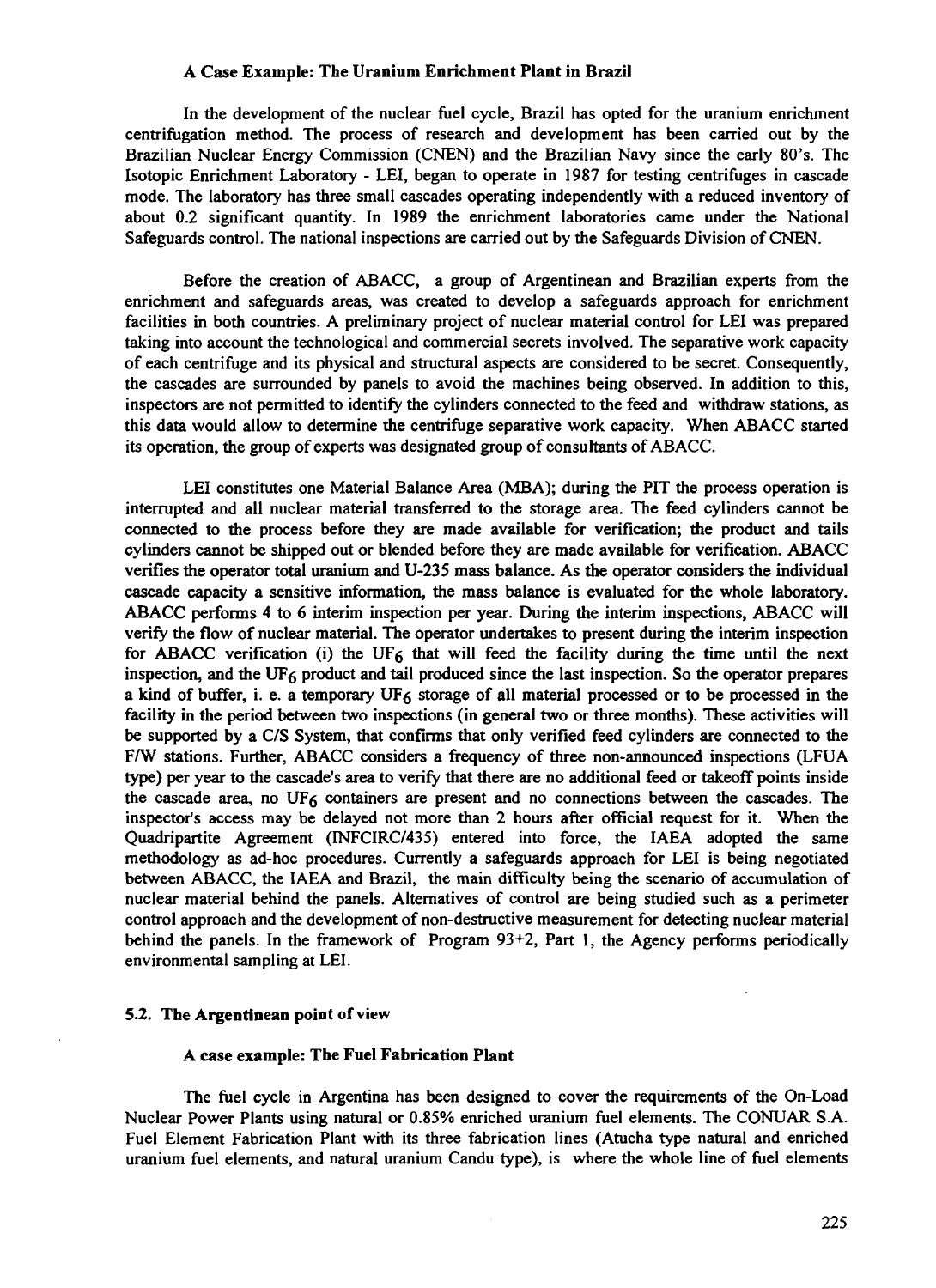**A Case Example: The Uranium Enrichment Plant in Brazil**

In the development of the nuclear fuel cycle, Brazil has opted for the uranium enrichment centrifugation method. The process of research and development has been carried out by the Brazilian Nuclear Energy Commission (CNEN) and the Brazilian Navy since the early 80's. The Isotopic Enrichment Laboratory - LEI, began to operate in 1987 for testing centrifuges in cascade mode. The laboratory has three small cascades operating independently with a reduced inventory of about 0.2 significant quantity. In 1989 the enrichment laboratories came under the National Safeguards control. The national inspections are carried out by the Safeguards Division of CNEN.

Before the creation of ABACC, a group of Argentinean and Brazilian experts from the enrichment and safeguards areas, was created to develop a safeguards approach for enrichment facilities in both countries. A preliminary project of nuclear material control for LEI was prepared taking into account the technological and commercial secrets involved. The separative work capacity of each centrifuge and its physical and structural aspects are considered to be secret. Consequently, the cascades are surrounded by panels to avoid the machines being observed. In addition to this, inspectors are not permitted to identify the cylinders connected to the feed and withdraw stations, as this data would allow to determine the centrifuge separative work capacity. When ABACC started its operation, the group of experts was designated group of consultants of ABACC.

LEI constitutes one Material Balance Area (MBA); during the PIT the process operation is interrupted and all nuclear material transferred to the storage area. The feed cylinders cannot be connected to the process before they are made available for verification; the product and tails cylinders cannot be shipped out or blended before they are made available for verification. ABACC verifies the operator total uranium and U-235 mass balance. As the operator considers the individual cascade capacity a sensitive information, the mass balance is evaluated for the whole laboratory. ABACC performs 4 to 6 interim inspection per year. During the interim inspections, ABACC will verify the flow of nuclear material. The operator undertakes to present during the interim inspection for ABACC verification (i) the $UF_6$ that will feed the facility during the time until the next inspection, and the $UF_6$ product and tail produced since the last inspection. So the operator prepares a kind of buffer, i. e. a temporary $UF_6$ storage of all material processed or to be processed in the facility in the period between two inspections (in general two or three months). These activities will be supported by a C/S System, that confirms that only verified feed cylinders are connected to the F/W stations. Further, ABACC considers a frequency of three non-announced inspections (LFUA type) per year to the cascade's area to verify that there are no additional feed or takeoff points inside the cascade area, no $UF_6$ containers are present and no connections between the cascades. The inspector's access may be delayed not more than 2 hours after official request for it. When the Quadripartite Agreement (INFCIRC/435) entered into force, the IAEA adopted the same methodology as ad-hoc procedures. Currently a safeguards approach for LEI is being negotiated between ABACC, the IAEA and Brazil, the main difficulty being the scenario of accumulation of nuclear material behind the panels. Alternatives of control are being studied such as a perimeter control approach and the development of non-destructive measurement for detecting nuclear material behind the panels. In the framework of Program 93+2, Part 1, the Agency performs periodically environmental sampling at LEI.

### 5.2. The Argentinean point of view

**A case example: The Fuel Fabrication Plant**

The fuel cycle in Argentina has been designed to cover the requirements of the On-Load Nuclear Power Plants using natural or 0.85% enriched uranium fuel elements. The CONUAR S.A. Fuel Element Fabrication Plant with its three fabrication lines (Atucha type natural and enriched uranium fuel elements, and natural uranium Candu type), is where the whole line of fuel elements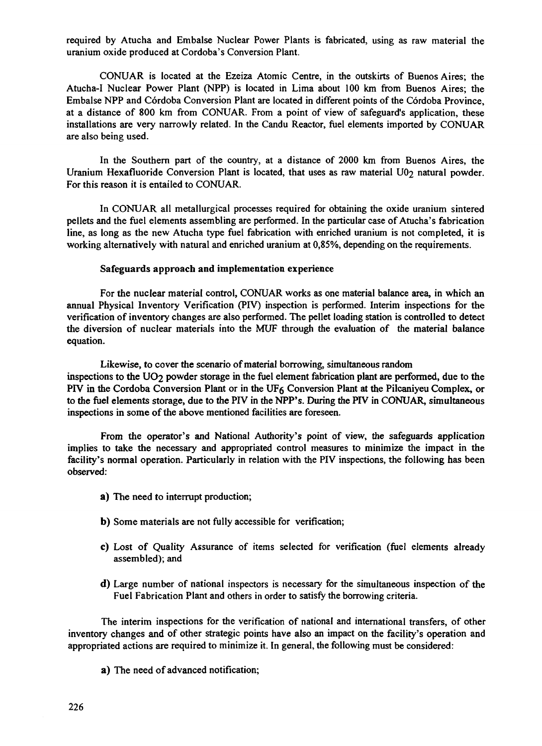required by Atucha and Embalse Nuclear Power Plants is fabricated, using as raw material the uranium oxide produced at Cordoba's Conversion Plant.

CONUAR is located at the Ezeiza Atomic Centre, in the outskirts of Buenos Aires; the Atucha-I Nuclear Power Plant (NPP) is located in Lima about 100 km from Buenos Aires; the Embalse NPP and Córdoba Conversion Plant are located in different points of the Córdoba Province, at a distance of 800 km from CONUAR. From a point of view of safeguard's application, these installations are very narrowly related. In the Candu Reactor, fuel elements imported by CONUAR are also being used.

In the Southern part of the country, at a distance of 2000 km from Buenos Aires, the Uranium Hexafluoride Conversion Plant is located, that uses as raw material $UO_2$ natural powder. For this reason it is entailed to CONUAR.

In CONUAR all metallurgical processes required for obtaining the oxide uranium sintered pellets and the fuel elements assembling are performed. In the particular case of Atucha's fabrication line, as long as the new Atucha type fuel fabrication with enriched uranium is not completed, it is working alternatively with natural and enriched uranium at 0,85%, depending on the requirements.

**Safeguards approach and implementation experience**

For the nuclear material control, CONUAR works as one material balance area, in which an annual Physical Inventory Verification (PIV) inspection is performed. Interim inspections for the verification of inventory changes are also performed. The pellet loading station is controlled to detect the diversion of nuclear materials into the MUF through the evaluation of the material balance equation.

Likewise, to cover the scenario of material borrowing, simultaneous random inspections to the $UO_2$ powder storage in the fuel element fabrication plant are performed, due to the PIV in the Cordoba Conversion Plant or in the $UF_6$ Conversion Plant at the Pilcaniyeu Complex, or to the fuel elements storage, due to the PIV in the NPP's. During the PIV in CONUAR, simultaneous inspections in some of the above mentioned facilities are foreseen.

From the operator's and National Authority's point of view, the safeguards application implies to take the necessary and appropriated control measures to minimize the impact in the facility's normal operation. Particularly in relation with the PIV inspections, the following has been observed:

**a)** The need to interrupt production;

**b)** Some materials are not fully accessible for verification;

**c)** Lost of Quality Assurance of items selected for verification (fuel elements already assembled); and

**d)** Large number of national inspectors is necessary for the simultaneous inspection of the Fuel Fabrication Plant and others in order to satisfy the borrowing criteria.

The interim inspections for the verification of national and international transfers, of other inventory changes and of other strategic points have also an impact on the facility's operation and appropriated actions are required to minimize it. In general, the following must be considered:

**a)** The need of advanced notification;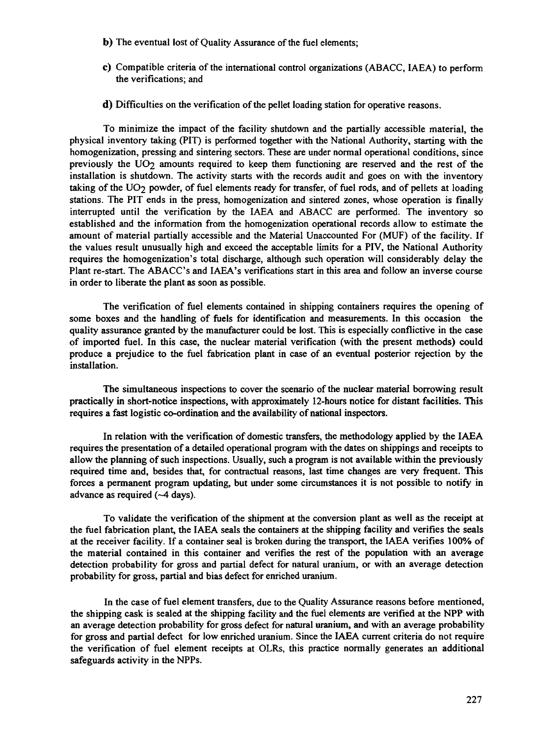**b)** The eventual lost of Quality Assurance of the fuel elements;

**c)** Compatible criteria of the international control organizations (ABACC, IAEA) to perform the verifications; and

**d)** Difficulties on the verification of the pellet loading station for operative reasons.

To minimize the impact of the facility shutdown and the partially accessible material, the physical inventory taking (PIT) is performed together with the National Authority, starting with the homogenization, pressing and sintering sectors. These are under normal operational conditions, since previously the $UO_2$ amounts required to keep them functioning are reserved and the rest of the installation is shutdown. The activity starts with the records audit and goes on with the inventory taking of the $UO_2$ powder, of fuel elements ready for transfer, of fuel rods, and of pellets at loading stations. The PIT ends in the press, homogenization and sintered zones, whose operation is finally interrupted until the verification by the IAEA and ABACC are performed. The inventory so established and the information from the homogenization operational records allow to estimate the amount of material partially accessible and the Material Unaccounted For (MUF) of the facility. If the values result unusually high and exceed the acceptable limits for a PIV, the National Authority requires the homogenization's total discharge, although such operation will considerably delay the Plant re-start. The ABACC's and IAEA's verifications start in this area and follow an inverse course in order to liberate the plant as soon as possible.

The verification of fuel elements contained in shipping containers requires the opening of some boxes and the handling of fuels for identification and measurements. In this occasion the quality assurance granted by the manufacturer could be lost. This is especially conflictive in the case of imported fuel. In this case, the nuclear material verification (with the present methods) could produce a prejudice to the fuel fabrication plant in case of an eventual posterior rejection by the installation.

The simultaneous inspections to cover the scenario of the nuclear material borrowing result practically in short-notice inspections, with approximately 12-hours notice for distant facilities. This requires a fast logistic co-ordination and the availability of national inspectors.

In relation with the verification of domestic transfers, the methodology applied by the IAEA requires the presentation of a detailed operational program with the dates on shippings and receipts to allow the planning of such inspections. Usually, such a program is not available within the previously required time and, besides that, for contractual reasons, last time changes are very frequent. This forces a permanent program updating, but under some circumstances it is not possible to notify in advance as required (~4 days).

To validate the verification of the shipment at the conversion plant as well as the receipt at the fuel fabrication plant, the IAEA seals the containers at the shipping facility and verifies the seals at the receiver facility. If a container seal is broken during the transport, the IAEA verifies 100% of the material contained in this container and verifies the rest of the population with an average detection probability for gross and partial defect for natural uranium, or with an average detection probability for gross, partial and bias defect for enriched uranium.

In the case of fuel element transfers, due to the Quality Assurance reasons before mentioned, the shipping cask is sealed at the shipping facility and the fuel elements are verified at the NPP with an average detection probability for gross defect for natural uranium, and with an average probability for gross and partial defect for low enriched uranium. Since the IAEA current criteria do not require the verification of fuel element receipts at OLRs, this practice normally generates an additional safeguards activity in the NPPs.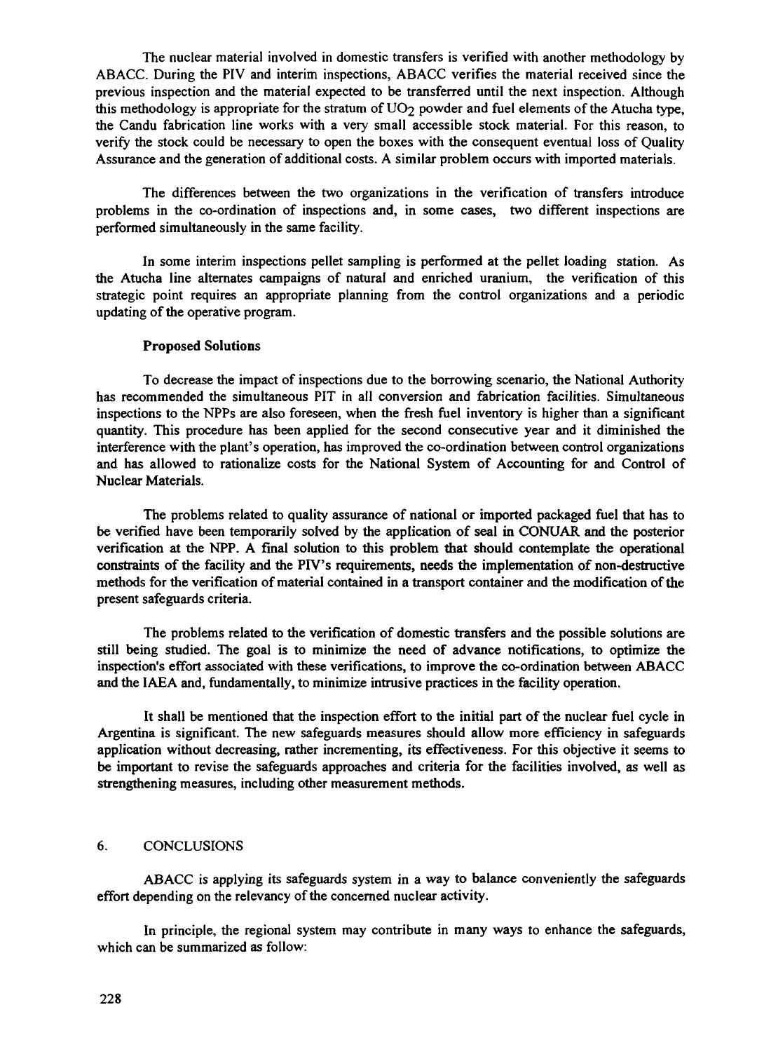The nuclear material involved in domestic transfers is verified with another methodology by ABACC. During the PIV and interim inspections, ABACC verifies the material received since the previous inspection and the material expected to be transferred until the next inspection. Although this methodology is appropriate for the stratum of $UO_2$ powder and fuel elements of the Atucha type, the Candu fabrication line works with a very small accessible stock material. For this reason, to verify the stock could be necessary to open the boxes with the consequent eventual loss of Quality Assurance and the generation of additional costs. A similar problem occurs with imported materials.

The differences between the two organizations in the verification of transfers introduce problems in the co-ordination of inspections and, in some cases, two different inspections are performed simultaneously in the same facility.

In some interim inspections pellet sampling is performed at the pellet loading station. As the Atucha line alternates campaigns of natural and enriched uranium, the verification of this strategic point requires an appropriate planning from the control organizations and a periodic updating of the operative program.

**Proposed Solutions**

To decrease the impact of inspections due to the borrowing scenario, the National Authority has recommended the simultaneous PIT in all conversion and fabrication facilities. Simultaneous inspections to the NPPs are also foreseen, when the fresh fuel inventory is higher than a significant quantity. This procedure has been applied for the second consecutive year and it diminished the interference with the plant's operation, has improved the co-ordination between control organizations and has allowed to rationalize costs for the National System of Accounting for and Control of Nuclear Materials.

The problems related to quality assurance of national or imported packaged fuel that has to be verified have been temporarily solved by the application of seal in CONUAR and the posterior verification at the NPP. A final solution to this problem that should contemplate the operational constraints of the facility and the PIV's requirements, needs the implementation of non-destructive methods for the verification of material contained in a transport container and the modification of the present safeguards criteria.

The problems related to the verification of domestic transfers and the possible solutions are still being studied. The goal is to minimize the need of advance notifications, to optimize the inspection's effort associated with these verifications, to improve the co-ordination between ABACC and the IAEA and, fundamentally, to minimize intrusive practices in the facility operation.

It shall be mentioned that the inspection effort to the initial part of the nuclear fuel cycle in Argentina is significant. The new safeguards measures should allow more efficiency in safeguards application without decreasing, rather incrementing, its effectiveness. For this objective it seems to be important to revise the safeguards approaches and criteria for the facilities involved, as well as strengthening measures, including other measurement methods.

## 6. CONCLUSIONS

ABACC is applying its safeguards system in a way to balance conveniently the safeguards effort depending on the relevancy of the concerned nuclear activity.

In principle, the regional system may contribute in many ways to enhance the safeguards, which can be summarized as follow: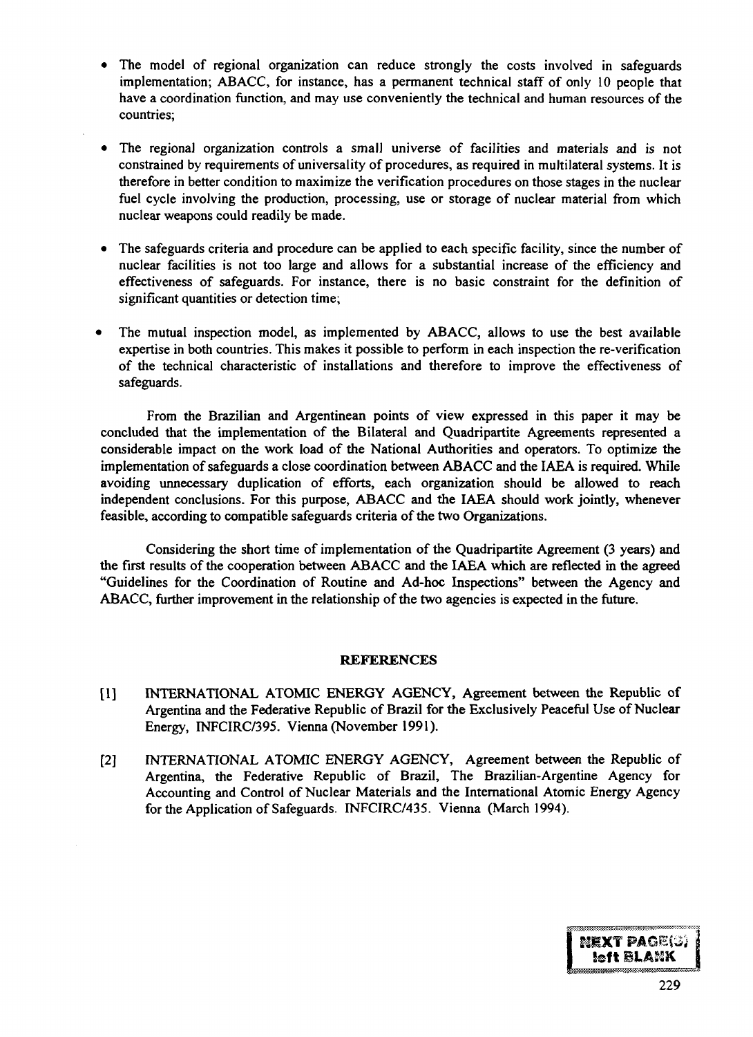- The model of regional organization can reduce strongly the costs involved in safeguards implementation; ABACC, for instance, has a permanent technical staff of only 10 people that have a coordination function, and may use conveniently the technical and human resources of the countries;

- The regional organization controls a small universe of facilities and materials and is not constrained by requirements of universality of procedures, as required in multilateral systems. It is therefore in better condition to maximize the verification procedures on those stages in the nuclear fuel cycle involving the production, processing, use or storage of nuclear material from which nuclear weapons could readily be made.

- The safeguards criteria and procedure can be applied to each specific facility, since the number of nuclear facilities is not too large and allows for a substantial increase of the efficiency and effectiveness of safeguards. For instance, there is no basic constraint for the definition of significant quantities or detection time;

- The mutual inspection model, as implemented by ABACC, allows to use the best available expertise in both countries. This makes it possible to perform in each inspection the re-verification of the technical characteristic of installations and therefore to improve the effectiveness of safeguards.

From the Brazilian and Argentinean points of view expressed in this paper it may be concluded that the implementation of the Bilateral and Quadripartite Agreements represented a considerable impact on the work load of the National Authorities and operators. To optimize the implementation of safeguards a close coordination between ABACC and the IAEA is required. While avoiding unnecessary duplication of efforts, each organization should be allowed to reach independent conclusions. For this purpose, ABACC and the IAEA should work jointly, whenever feasible, according to compatible safeguards criteria of the two Organizations.

Considering the short time of implementation of the Quadripartite Agreement (3 years) and the first results of the cooperation between ABACC and the IAEA which are reflected in the agreed "Guidelines for the Coordination of Routine and Ad-hoc Inspections" between the Agency and ABACC, further improvement in the relationship of the two agencies is expected in the future.

## REFERENCES

[1] INTERNATIONAL ATOMIC ENERGY AGENCY, Agreement between the Republic of Argentina and the Federative Republic of Brazil for the Exclusively Peaceful Use of Nuclear Energy, INFCIRC/395. Vienna (November 1991).

[2] INTERNATIONAL ATOMIC ENERGY AGENCY, Agreement between the Republic of Argentina, the Federative Republic of Brazil, The Brazilian-Argentine Agency for Accounting and Control of Nuclear Materials and the International Atomic Energy Agency for the Application of Safeguards. INFCIRC/435. Vienna (March 1994).